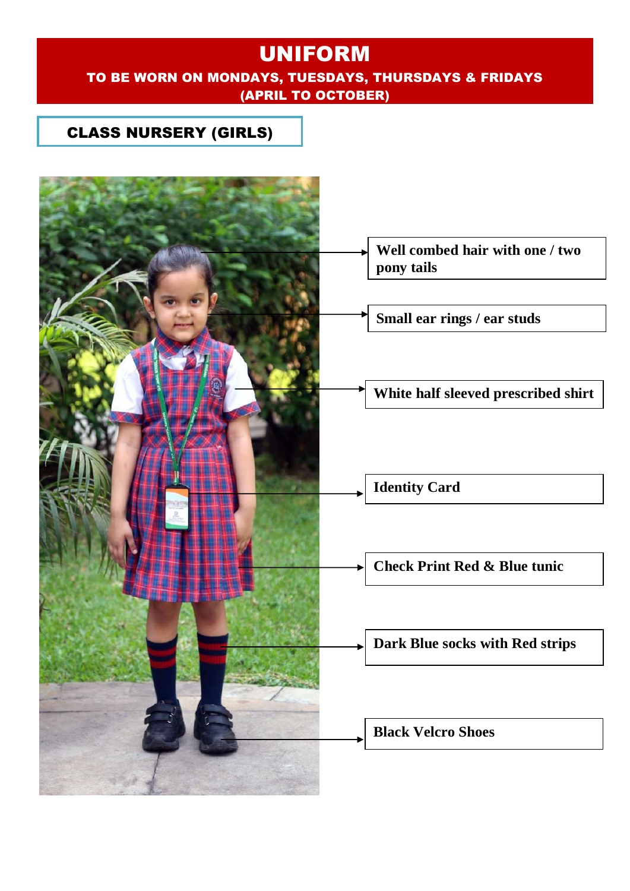# UNIFORM

**TO BE WORN ON MONDAYS, TUESDAYS, THURSDAYS & FRIDAYS**
**(APRIL TO OCTOBER)**

## CLASS NURSERY (GIRLS)

- **Well combed hair with one / two pony tails**
- **Small ear rings / ear studs**
- **White half sleeved prescribed shirt**
- **Identity Card**
- **Check Print Red & Blue tunic**
- **Dark Blue socks with Red strips**
- **Black Velcro Shoes**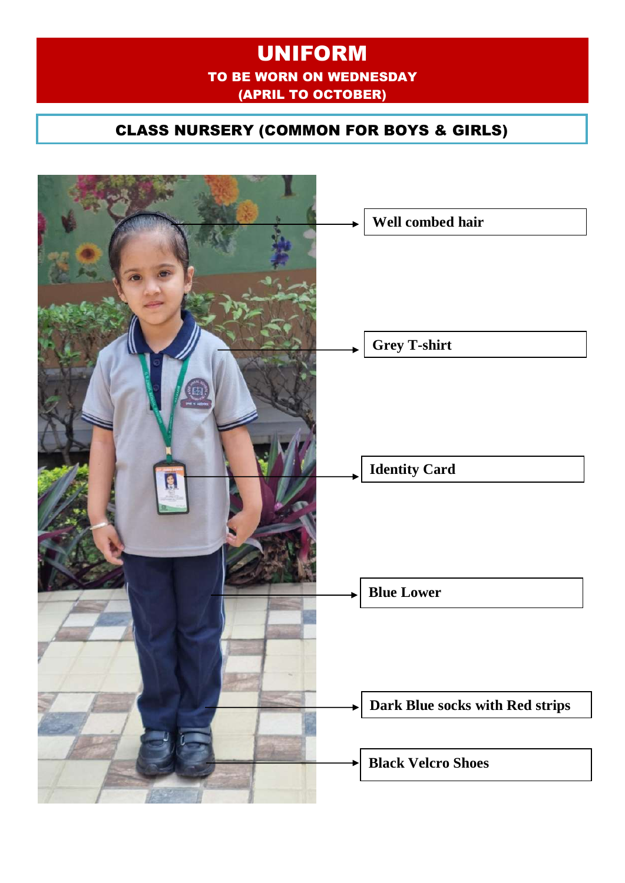# UNIFORM

**TO BE WORN ON WEDNESDAY**
**(APRIL TO OCTOBER)**

## CLASS NURSERY (COMMON FOR BOYS & GIRLS)

- **Well combed hair**
- **Grey T-shirt**
- **Identity Card**
- **Blue Lower**
- **Dark Blue socks with Red strips**
- **Black Velcro Shoes**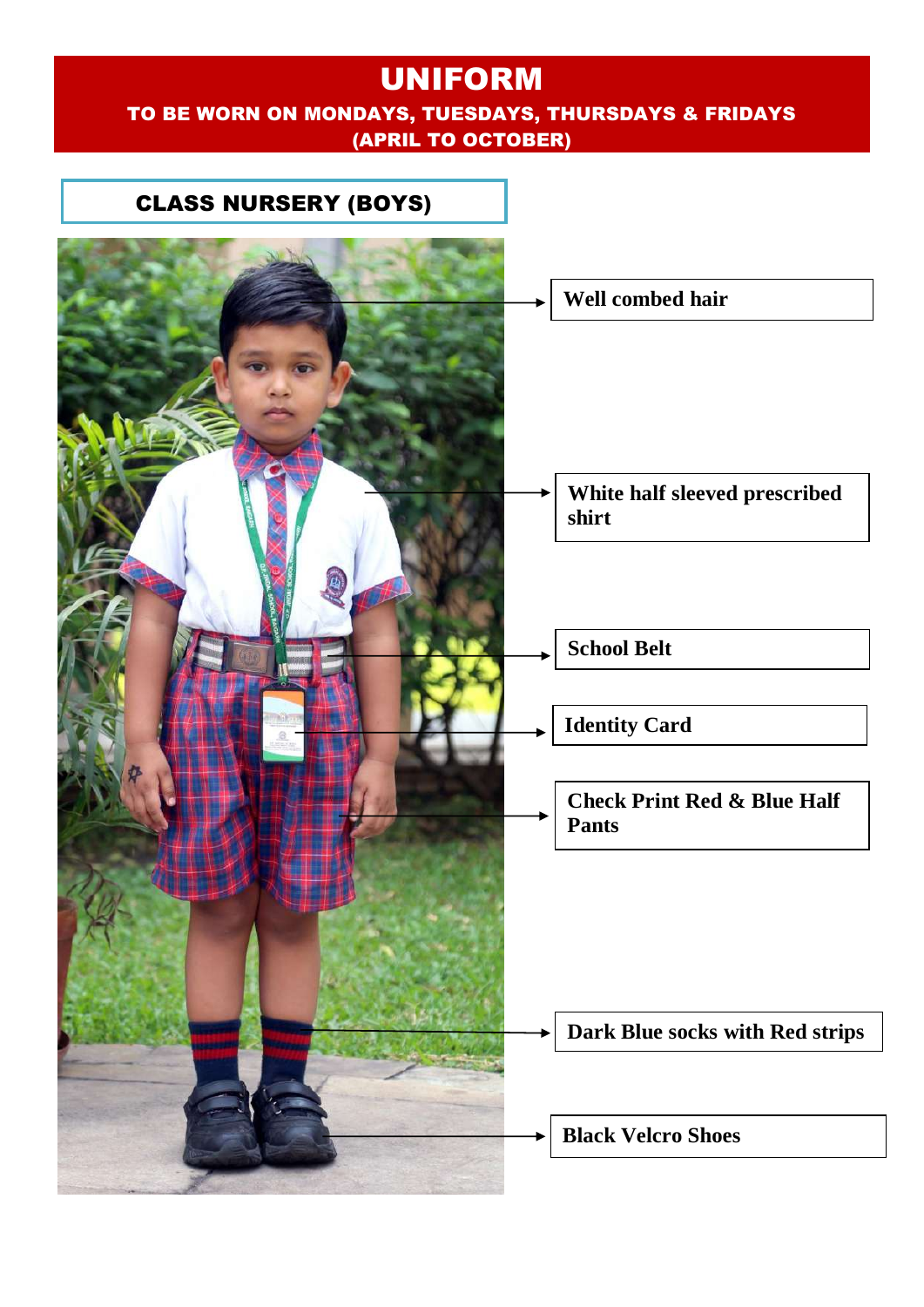# UNIFORM

**TO BE WORN ON MONDAYS, TUESDAYS, THURSDAYS & FRIDAYS (APRIL TO OCTOBER)**

## CLASS NURSERY (BOYS)

- **Well combed hair**
- **White half sleeved prescribed shirt**
- **School Belt**
- **Identity Card**
- **Check Print Red & Blue Half Pants**
- **Dark Blue socks with Red strips**
- **Black Velcro Shoes**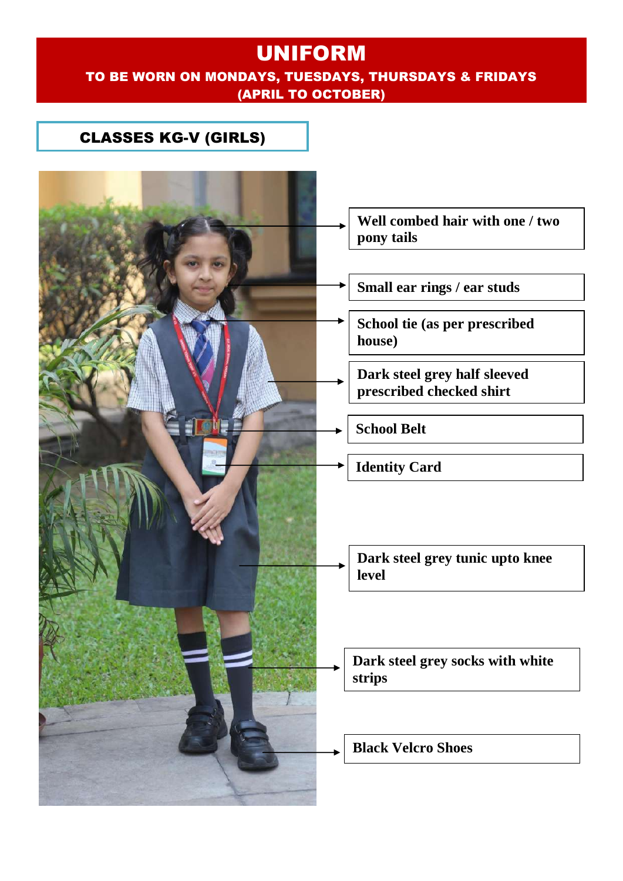# UNIFORM

**TO BE WORN ON MONDAYS, TUESDAYS, THURSDAYS & FRIDAYS**
**(APRIL TO OCTOBER)**

## CLASSES KG-V (GIRLS)

- **Well combed hair with one / two pony tails**
- **Small ear rings / ear studs**
- **School tie (as per prescribed house)**
- **Dark steel grey half sleeved prescribed checked shirt**
- **School Belt**
- **Identity Card**
- **Dark steel grey tunic upto knee level**
- **Dark steel grey socks with white strips**
- **Black Velcro Shoes**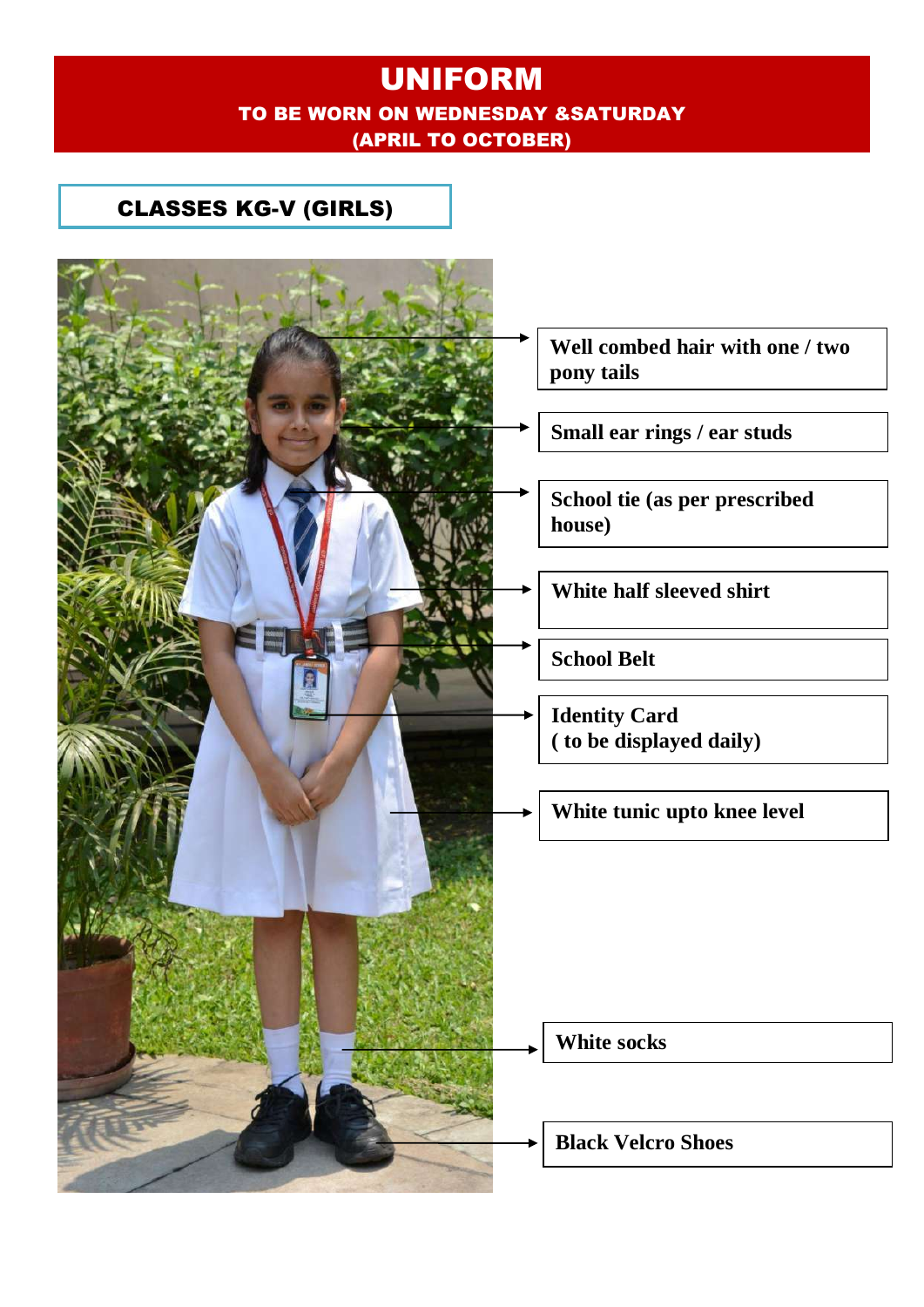# UNIFORM

**TO BE WORN ON WEDNESDAY &SATURDAY**
**(APRIL TO OCTOBER)**

## CLASSES KG-V (GIRLS)

- **Well combed hair with one / two pony tails**
- **Small ear rings / ear studs**
- **School tie (as per prescribed house)**
- **White half sleeved shirt**
- **School Belt**
- **Identity Card ( to be displayed daily)**
- **White tunic upto knee level**
- **White socks**
- **Black Velcro Shoes**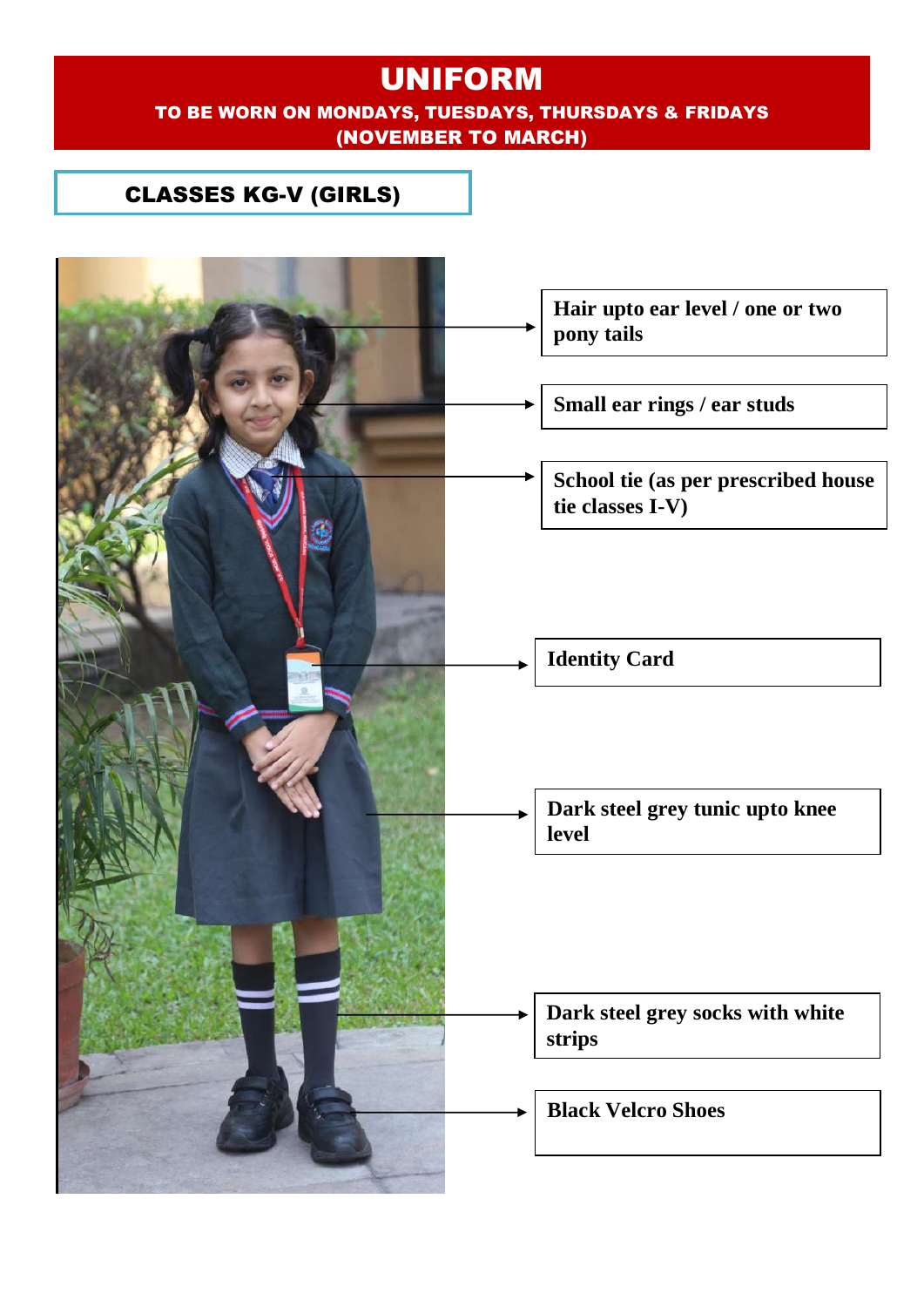# UNIFORM

**TO BE WORN ON MONDAYS, TUESDAYS, THURSDAYS & FRIDAYS**
**(NOVEMBER TO MARCH)**

## CLASSES KG-V (GIRLS)

- **Hair upto ear level / one or two pony tails**
- **Small ear rings / ear studs**
- **School tie (as per prescribed house tie classes I-V)**
- **Identity Card**
- **Dark steel grey tunic upto knee level**
- **Dark steel grey socks with white strips**
- **Black Velcro Shoes**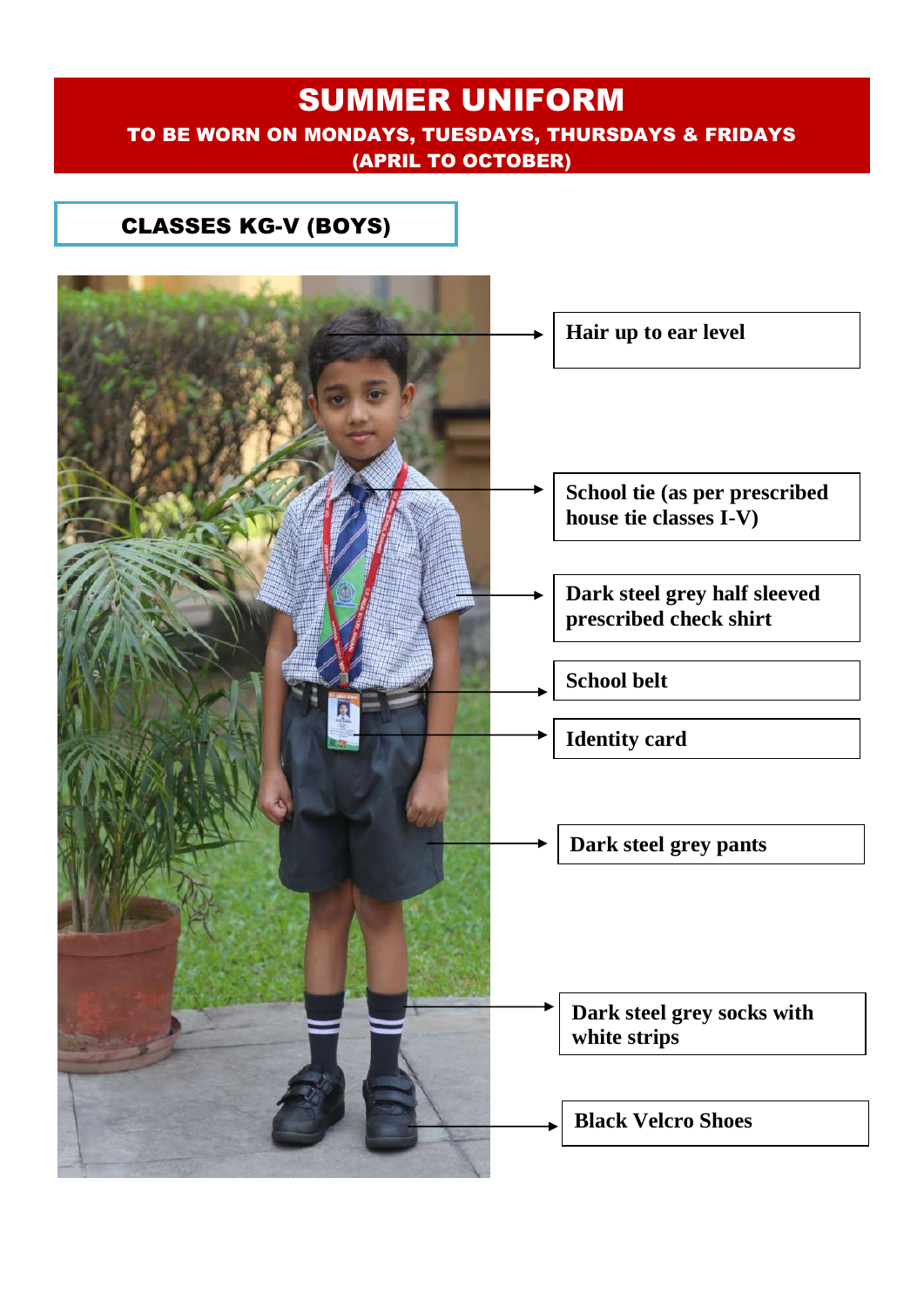# SUMMER UNIFORM

**TO BE WORN ON MONDAYS, TUESDAYS, THURSDAYS & FRIDAYS**

**(APRIL TO OCTOBER)**

## CLASSES KG-V (BOYS)

- **Hair up to ear level**
- **School tie (as per prescribed house tie classes I-V)**
- **Dark steel grey half sleeved prescribed check shirt**
- **School belt**
- **Identity card**
- **Dark steel grey pants**
- **Dark steel grey socks with white strips**
- **Black Velcro Shoes**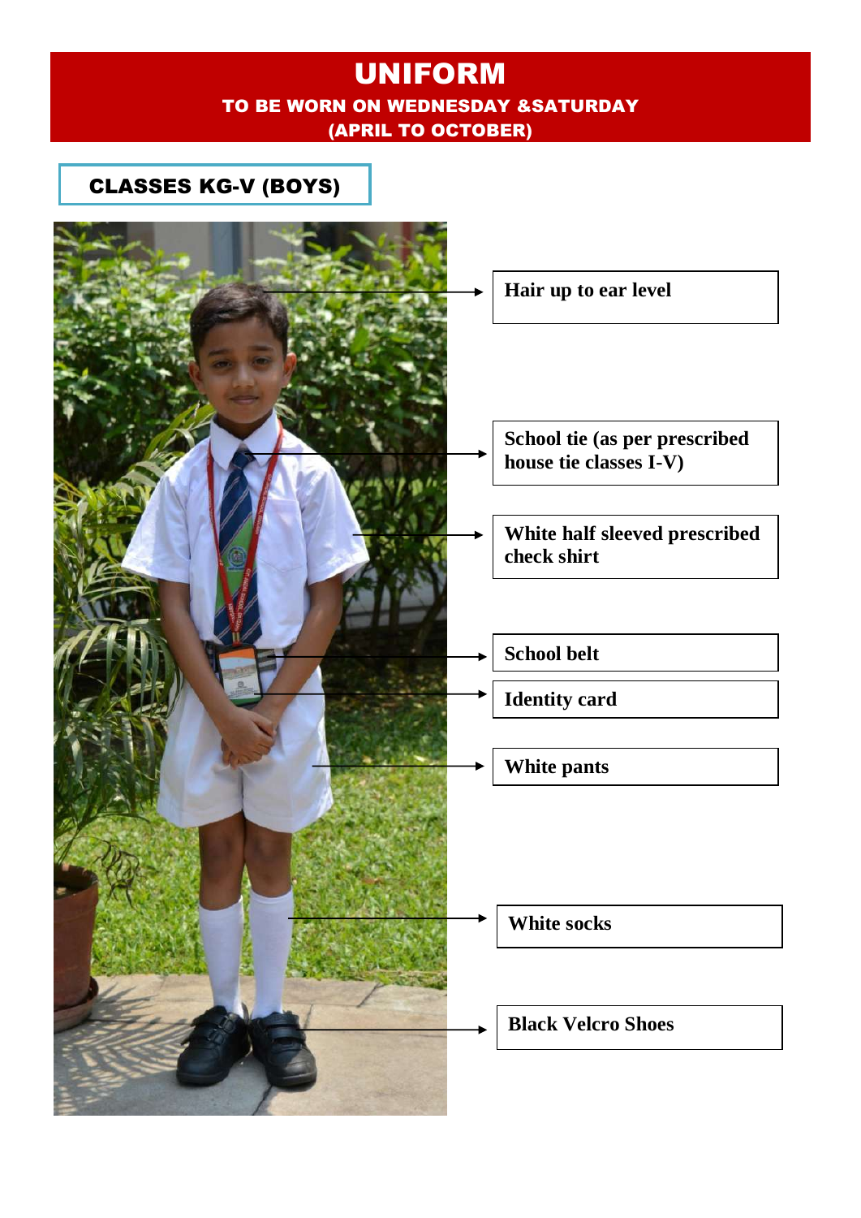# UNIFORM

**TO BE WORN ON WEDNESDAY &SATURDAY**
**(APRIL TO OCTOBER)**

## CLASSES KG-V (BOYS)

- **Hair up to ear level**
- **School tie (as per prescribed house tie classes I-V)**
- **White half sleeved prescribed check shirt**
- **School belt**
- **Identity card**
- **White pants**
- **White socks**
- **Black Velcro Shoes**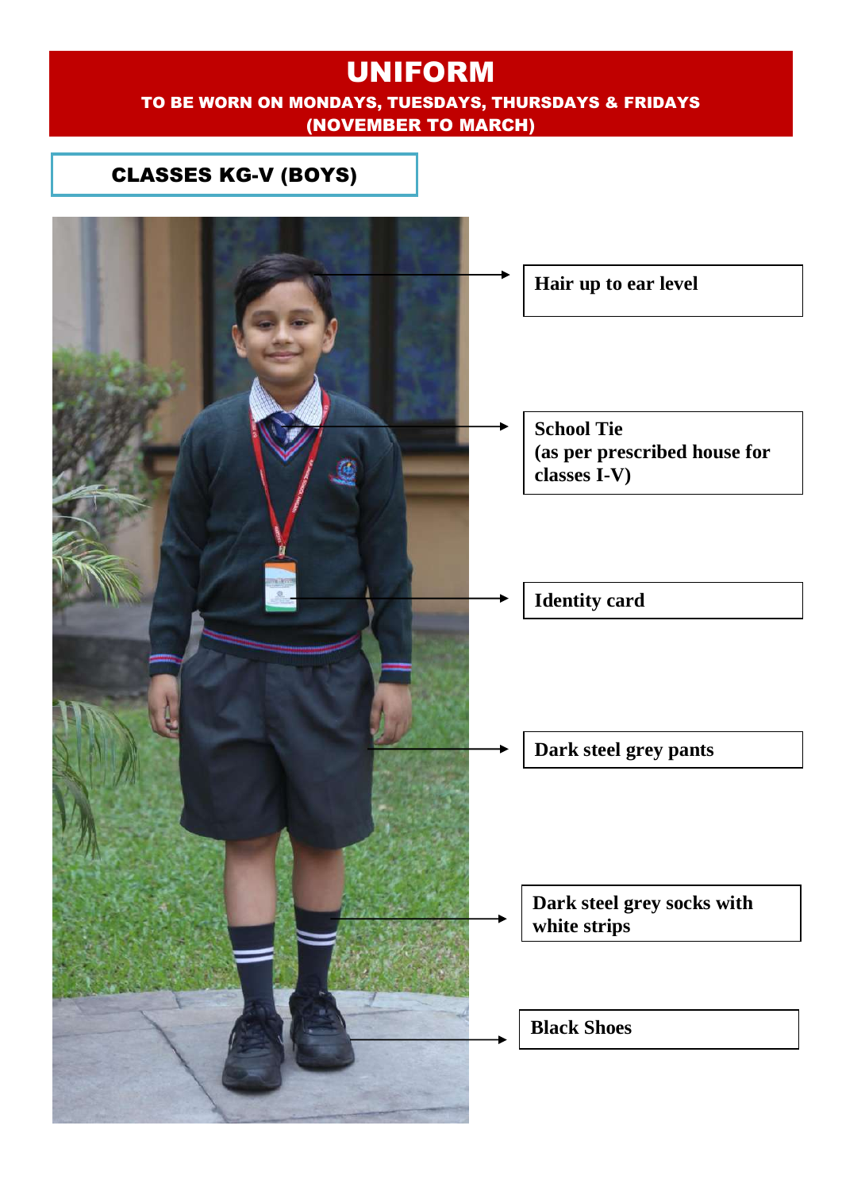# UNIFORM

**TO BE WORN ON MONDAYS, TUESDAYS, THURSDAYS & FRIDAYS**
**(NOVEMBER TO MARCH)**

## CLASSES KG-V (BOYS)

**Hair up to ear level**

**School Tie**
**(as per prescribed house for classes I-V)**

**Identity card**

**Dark steel grey pants**

**Dark steel grey socks with white strips**

**Black Shoes**